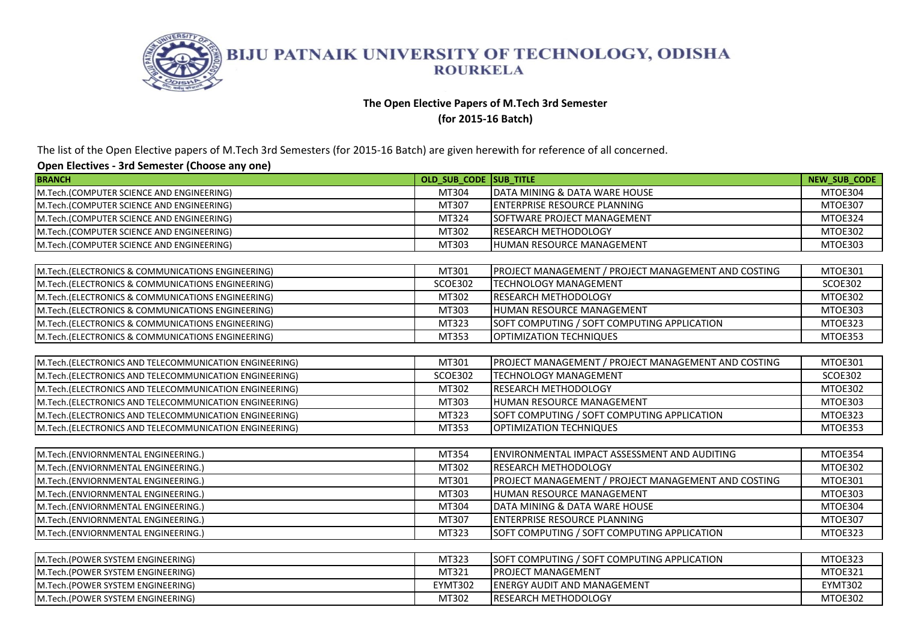# BIJU PATNAIK UNIVERSITY OF TECHNOLOGY, ODISHA
## ROURKELA

**The Open Elective Papers of M.Tech 3rd Semester**
**(for 2015-16 Batch)**

The list of the Open Elective papers of M.Tech 3rd Semesters (for 2015-16 Batch) are given herewith for reference of all concerned.

**Open Electives - 3rd Semester (Choose any one)**

| BRANCH | OLD_SUB_CODE | SUB_TITLE | NEW_SUB_CODE |
|---|---|---|---|
| M.Tech.(COMPUTER SCIENCE AND ENGINEERING) | MT304 | DATA MINING & DATA WARE HOUSE | MTOE304 |
| M.Tech.(COMPUTER SCIENCE AND ENGINEERING) | MT307 | ENTERPRISE RESOURCE PLANNING | MTOE307 |
| M.Tech.(COMPUTER SCIENCE AND ENGINEERING) | MT324 | SOFTWARE PROJECT MANAGEMENT | MTOE324 |
| M.Tech.(COMPUTER SCIENCE AND ENGINEERING) | MT302 | RESEARCH METHODOLOGY | MTOE302 |
| M.Tech.(COMPUTER SCIENCE AND ENGINEERING) | MT303 | HUMAN RESOURCE MANAGEMENT | MTOE303 |
| M.Tech.(ELECTRONICS & COMMUNICATIONS ENGINEERING) | MT301 | PROJECT MANAGEMENT / PROJECT MANAGEMENT AND COSTING | MTOE301 |
| M.Tech.(ELECTRONICS & COMMUNICATIONS ENGINEERING) | SCOE302 | TECHNOLOGY MANAGEMENT | SCOE302 |
| M.Tech.(ELECTRONICS & COMMUNICATIONS ENGINEERING) | MT302 | RESEARCH METHODOLOGY | MTOE302 |
| M.Tech.(ELECTRONICS & COMMUNICATIONS ENGINEERING) | MT303 | HUMAN RESOURCE MANAGEMENT | MTOE303 |
| M.Tech.(ELECTRONICS & COMMUNICATIONS ENGINEERING) | MT323 | SOFT COMPUTING / SOFT COMPUTING APPLICATION | MTOE323 |
| M.Tech.(ELECTRONICS & COMMUNICATIONS ENGINEERING) | MT353 | OPTIMIZATION TECHNIQUES | MTOE353 |
| M.Tech.(ELECTRONICS AND TELECOMMUNICATION ENGINEERING) | MT301 | PROJECT MANAGEMENT / PROJECT MANAGEMENT AND COSTING | MTOE301 |
| M.Tech.(ELECTRONICS AND TELECOMMUNICATION ENGINEERING) | SCOE302 | TECHNOLOGY MANAGEMENT | SCOE302 |
| M.Tech.(ELECTRONICS AND TELECOMMUNICATION ENGINEERING) | MT302 | RESEARCH METHODOLOGY | MTOE302 |
| M.Tech.(ELECTRONICS AND TELECOMMUNICATION ENGINEERING) | MT303 | HUMAN RESOURCE MANAGEMENT | MTOE303 |
| M.Tech.(ELECTRONICS AND TELECOMMUNICATION ENGINEERING) | MT323 | SOFT COMPUTING / SOFT COMPUTING APPLICATION | MTOE323 |
| M.Tech.(ELECTRONICS AND TELECOMMUNICATION ENGINEERING) | MT353 | OPTIMIZATION TECHNIQUES | MTOE353 |
| M.Tech.(ENVIORNMENTAL ENGINEERING.) | MT354 | ENVIRONMENTAL IMPACT ASSESSMENT AND AUDITING | MTOE354 |
| M.Tech.(ENVIORNMENTAL ENGINEERING.) | MT302 | RESEARCH METHODOLOGY | MTOE302 |
| M.Tech.(ENVIORNMENTAL ENGINEERING.) | MT301 | PROJECT MANAGEMENT / PROJECT MANAGEMENT AND COSTING | MTOE301 |
| M.Tech.(ENVIORNMENTAL ENGINEERING.) | MT303 | HUMAN RESOURCE MANAGEMENT | MTOE303 |
| M.Tech.(ENVIORNMENTAL ENGINEERING.) | MT304 | DATA MINING & DATA WARE HOUSE | MTOE304 |
| M.Tech.(ENVIORNMENTAL ENGINEERING.) | MT307 | ENTERPRISE RESOURCE PLANNING | MTOE307 |
| M.Tech.(ENVIORNMENTAL ENGINEERING.) | MT323 | SOFT COMPUTING / SOFT COMPUTING APPLICATION | MTOE323 |
| M.Tech.(POWER SYSTEM ENGINEERING) | MT323 | SOFT COMPUTING / SOFT COMPUTING APPLICATION | MTOE323 |
| M.Tech.(POWER SYSTEM ENGINEERING) | MT321 | PROJECT MANAGEMENT | MTOE321 |
| M.Tech.(POWER SYSTEM ENGINEERING) | EYMT302 | ENERGY AUDIT AND MANAGEMENT | EYMT302 |
| M.Tech.(POWER SYSTEM ENGINEERING) | MT302 | RESEARCH METHODOLOGY | MTOE302 |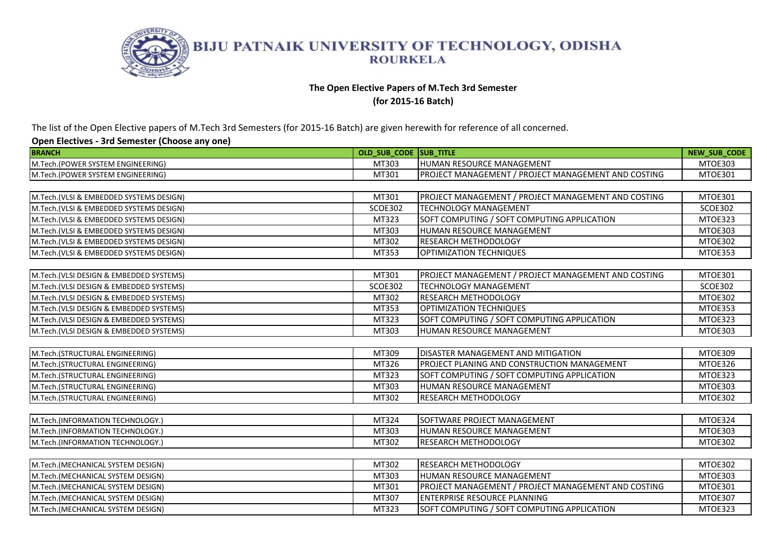# BIJU PATNAIK UNIVERSITY OF TECHNOLOGY, ODISHA
## ROURKELA

**The Open Elective Papers of M.Tech 3rd Semester**
**(for 2015-16 Batch)**

The list of the Open Elective papers of M.Tech 3rd Semesters (for 2015-16 Batch) are given herewith for reference of all concerned.

**Open Electives - 3rd Semester (Choose any one)**

| BRANCH | OLD_SUB_CODE | SUB_TITLE | NEW_SUB_CODE |
|---|---|---|---|
| M.Tech.(POWER SYSTEM ENGINEERING) | MT303 | HUMAN RESOURCE MANAGEMENT | MTOE303 |
| M.Tech.(POWER SYSTEM ENGINEERING) | MT301 | PROJECT MANAGEMENT / PROJECT MANAGEMENT AND COSTING | MTOE301 |
| | | | |
| M.Tech.(VLSI & EMBEDDED SYSTEMS DESIGN) | MT301 | PROJECT MANAGEMENT / PROJECT MANAGEMENT AND COSTING | MTOE301 |
| M.Tech.(VLSI & EMBEDDED SYSTEMS DESIGN) | SCOE302 | TECHNOLOGY MANAGEMENT | SCOE302 |
| M.Tech.(VLSI & EMBEDDED SYSTEMS DESIGN) | MT323 | SOFT COMPUTING / SOFT COMPUTING APPLICATION | MTOE323 |
| M.Tech.(VLSI & EMBEDDED SYSTEMS DESIGN) | MT303 | HUMAN RESOURCE MANAGEMENT | MTOE303 |
| M.Tech.(VLSI & EMBEDDED SYSTEMS DESIGN) | MT302 | RESEARCH METHODOLOGY | MTOE302 |
| M.Tech.(VLSI & EMBEDDED SYSTEMS DESIGN) | MT353 | OPTIMIZATION TECHNIQUES | MTOE353 |
| | | | |
| M.Tech.(VLSI DESIGN & EMBEDDED SYSTEMS) | MT301 | PROJECT MANAGEMENT / PROJECT MANAGEMENT AND COSTING | MTOE301 |
| M.Tech.(VLSI DESIGN & EMBEDDED SYSTEMS) | SCOE302 | TECHNOLOGY MANAGEMENT | SCOE302 |
| M.Tech.(VLSI DESIGN & EMBEDDED SYSTEMS) | MT302 | RESEARCH METHODOLOGY | MTOE302 |
| M.Tech.(VLSI DESIGN & EMBEDDED SYSTEMS) | MT353 | OPTIMIZATION TECHNIQUES | MTOE353 |
| M.Tech.(VLSI DESIGN & EMBEDDED SYSTEMS) | MT323 | SOFT COMPUTING / SOFT COMPUTING APPLICATION | MTOE323 |
| M.Tech.(VLSI DESIGN & EMBEDDED SYSTEMS) | MT303 | HUMAN RESOURCE MANAGEMENT | MTOE303 |
| | | | |
| M.Tech.(STRUCTURAL ENGINEERING) | MT309 | DISASTER MANAGEMENT AND MITIGATION | MTOE309 |
| M.Tech.(STRUCTURAL ENGINEERING) | MT326 | PROJECT PLANING AND CONSTRUCTION MANAGEMENT | MTOE326 |
| M.Tech.(STRUCTURAL ENGINEERING) | MT323 | SOFT COMPUTING / SOFT COMPUTING APPLICATION | MTOE323 |
| M.Tech.(STRUCTURAL ENGINEERING) | MT303 | HUMAN RESOURCE MANAGEMENT | MTOE303 |
| M.Tech.(STRUCTURAL ENGINEERING) | MT302 | RESEARCH METHODOLOGY | MTOE302 |
| | | | |
| M.Tech.(INFORMATION TECHNOLOGY.) | MT324 | SOFTWARE PROJECT MANAGEMENT | MTOE324 |
| M.Tech.(INFORMATION TECHNOLOGY.) | MT303 | HUMAN RESOURCE MANAGEMENT | MTOE303 |
| M.Tech.(INFORMATION TECHNOLOGY.) | MT302 | RESEARCH METHODOLOGY | MTOE302 |
| | | | |
| M.Tech.(MECHANICAL SYSTEM DESIGN) | MT302 | RESEARCH METHODOLOGY | MTOE302 |
| M.Tech.(MECHANICAL SYSTEM DESIGN) | MT303 | HUMAN RESOURCE MANAGEMENT | MTOE303 |
| M.Tech.(MECHANICAL SYSTEM DESIGN) | MT301 | PROJECT MANAGEMENT / PROJECT MANAGEMENT AND COSTING | MTOE301 |
| M.Tech.(MECHANICAL SYSTEM DESIGN) | MT307 | ENTERPRISE RESOURCE PLANNING | MTOE307 |
| M.Tech.(MECHANICAL SYSTEM DESIGN) | MT323 | SOFT COMPUTING / SOFT COMPUTING APPLICATION | MTOE323 |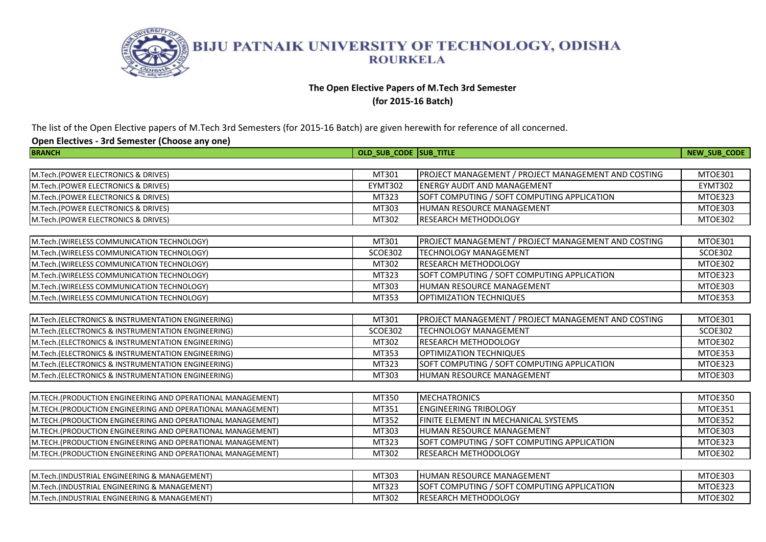# BIJU PATNAIK UNIVERSITY OF TECHNOLOGY, ODISHA
## ROURKELA

**The Open Elective Papers of M.Tech 3rd Semester**
**(for 2015-16 Batch)**

The list of the Open Elective papers of M.Tech 3rd Semesters (for 2015-16 Batch) are given herewith for reference of all concerned.

**Open Electives - 3rd Semester (Choose any one)**

| BRANCH | OLD_SUB_CODE | SUB_TITLE | NEW_SUB_CODE |
|---|---|---|---|
| M.Tech.(POWER ELECTRONICS & DRIVES) | MT301 | PROJECT MANAGEMENT / PROJECT MANAGEMENT AND COSTING | MTOE301 |
| M.Tech.(POWER ELECTRONICS & DRIVES) | EYMT302 | ENERGY AUDIT AND MANAGEMENT | EYMT302 |
| M.Tech.(POWER ELECTRONICS & DRIVES) | MT323 | SOFT COMPUTING / SOFT COMPUTING APPLICATION | MTOE323 |
| M.Tech.(POWER ELECTRONICS & DRIVES) | MT303 | HUMAN RESOURCE MANAGEMENT | MTOE303 |
| M.Tech.(POWER ELECTRONICS & DRIVES) | MT302 | RESEARCH METHODOLOGY | MTOE302 |
| M.Tech.(WIRELESS COMMUNICATION TECHNOLOGY) | MT301 | PROJECT MANAGEMENT / PROJECT MANAGEMENT AND COSTING | MTOE301 |
| M.Tech.(WIRELESS COMMUNICATION TECHNOLOGY) | SCOE302 | TECHNOLOGY MANAGEMENT | SCOE302 |
| M.Tech.(WIRELESS COMMUNICATION TECHNOLOGY) | MT302 | RESEARCH METHODOLOGY | MTOE302 |
| M.Tech.(WIRELESS COMMUNICATION TECHNOLOGY) | MT323 | SOFT COMPUTING / SOFT COMPUTING APPLICATION | MTOE323 |
| M.Tech.(WIRELESS COMMUNICATION TECHNOLOGY) | MT303 | HUMAN RESOURCE MANAGEMENT | MTOE303 |
| M.Tech.(WIRELESS COMMUNICATION TECHNOLOGY) | MT353 | OPTIMIZATION TECHNIQUES | MTOE353 |
| M.Tech.(ELECTRONICS & INSTRUMENTATION ENGINEERING) | MT301 | PROJECT MANAGEMENT / PROJECT MANAGEMENT AND COSTING | MTOE301 |
| M.Tech.(ELECTRONICS & INSTRUMENTATION ENGINEERING) | SCOE302 | TECHNOLOGY MANAGEMENT | SCOE302 |
| M.Tech.(ELECTRONICS & INSTRUMENTATION ENGINEERING) | MT302 | RESEARCH METHODOLOGY | MTOE302 |
| M.Tech.(ELECTRONICS & INSTRUMENTATION ENGINEERING) | MT353 | OPTIMIZATION TECHNIQUES | MTOE353 |
| M.Tech.(ELECTRONICS & INSTRUMENTATION ENGINEERING) | MT323 | SOFT COMPUTING / SOFT COMPUTING APPLICATION | MTOE323 |
| M.Tech.(ELECTRONICS & INSTRUMENTATION ENGINEERING) | MT303 | HUMAN RESOURCE MANAGEMENT | MTOE303 |
| M.TECH.(PRODUCTION ENGINEERING AND OPERATIONAL MANAGEMENT) | MT350 | MECHATRONICS | MTOE350 |
| M.TECH.(PRODUCTION ENGINEERING AND OPERATIONAL MANAGEMENT) | MT351 | ENGINEERING TRIBOLOGY | MTOE351 |
| M.TECH.(PRODUCTION ENGINEERING AND OPERATIONAL MANAGEMENT) | MT352 | FINITE ELEMENT IN MECHANICAL SYSTEMS | MTOE352 |
| M.TECH.(PRODUCTION ENGINEERING AND OPERATIONAL MANAGEMENT) | MT303 | HUMAN RESOURCE MANAGEMENT | MTOE303 |
| M.TECH.(PRODUCTION ENGINEERING AND OPERATIONAL MANAGEMENT) | MT323 | SOFT COMPUTING / SOFT COMPUTING APPLICATION | MTOE323 |
| M.TECH.(PRODUCTION ENGINEERING AND OPERATIONAL MANAGEMENT) | MT302 | RESEARCH METHODOLOGY | MTOE302 |
| M.Tech.(INDUSTRIAL ENGINEERING & MANAGEMENT) | MT303 | HUMAN RESOURCE MANAGEMENT | MTOE303 |
| M.Tech.(INDUSTRIAL ENGINEERING & MANAGEMENT) | MT323 | SOFT COMPUTING / SOFT COMPUTING APPLICATION | MTOE323 |
| M.Tech.(INDUSTRIAL ENGINEERING & MANAGEMENT) | MT302 | RESEARCH METHODOLOGY | MTOE302 |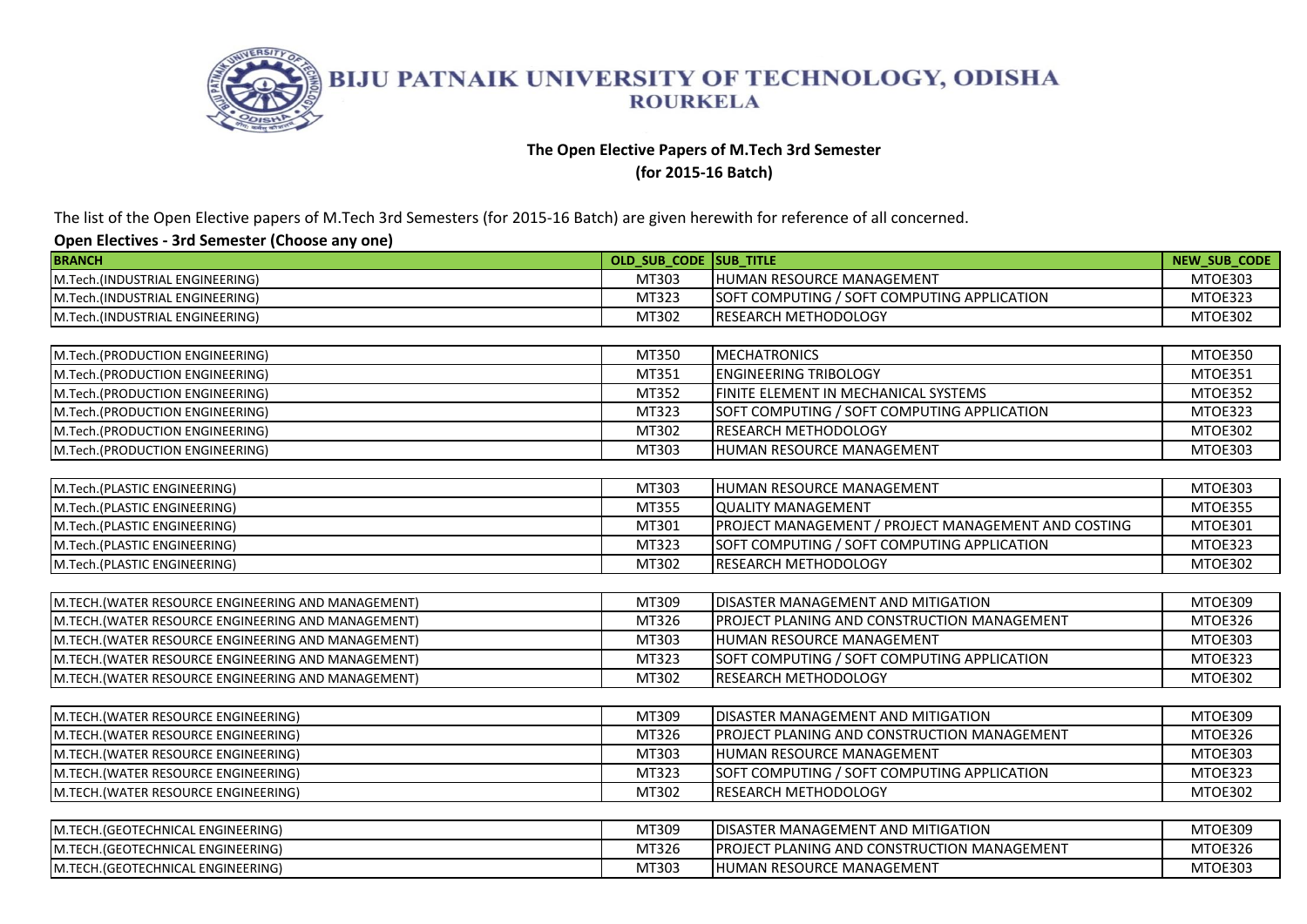# BIJU PATNAIK UNIVERSITY OF TECHNOLOGY, ODISHA
## ROURKELA

**The Open Elective Papers of M.Tech 3rd Semester**
**(for 2015-16 Batch)**

The list of the Open Elective papers of M.Tech 3rd Semesters (for 2015-16 Batch) are given herewith for reference of all concerned.

**Open Electives - 3rd Semester (Choose any one)**

| BRANCH | OLD_SUB_CODE | SUB_TITLE | NEW_SUB_CODE |
|---|---|---|---|
| M.Tech.(INDUSTRIAL ENGINEERING) | MT303 | HUMAN RESOURCE MANAGEMENT | MTOE303 |
| M.Tech.(INDUSTRIAL ENGINEERING) | MT323 | SOFT COMPUTING / SOFT COMPUTING APPLICATION | MTOE323 |
| M.Tech.(INDUSTRIAL ENGINEERING) | MT302 | RESEARCH METHODOLOGY | MTOE302 |
| | | | |
| M.Tech.(PRODUCTION ENGINEERING) | MT350 | MECHATRONICS | MTOE350 |
| M.Tech.(PRODUCTION ENGINEERING) | MT351 | ENGINEERING TRIBOLOGY | MTOE351 |
| M.Tech.(PRODUCTION ENGINEERING) | MT352 | FINITE ELEMENT IN MECHANICAL SYSTEMS | MTOE352 |
| M.Tech.(PRODUCTION ENGINEERING) | MT323 | SOFT COMPUTING / SOFT COMPUTING APPLICATION | MTOE323 |
| M.Tech.(PRODUCTION ENGINEERING) | MT302 | RESEARCH METHODOLOGY | MTOE302 |
| M.Tech.(PRODUCTION ENGINEERING) | MT303 | HUMAN RESOURCE MANAGEMENT | MTOE303 |
| | | | |
| M.Tech.(PLASTIC ENGINEERING) | MT303 | HUMAN RESOURCE MANAGEMENT | MTOE303 |
| M.Tech.(PLASTIC ENGINEERING) | MT355 | QUALITY MANAGEMENT | MTOE355 |
| M.Tech.(PLASTIC ENGINEERING) | MT301 | PROJECT MANAGEMENT / PROJECT MANAGEMENT AND COSTING | MTOE301 |
| M.Tech.(PLASTIC ENGINEERING) | MT323 | SOFT COMPUTING / SOFT COMPUTING APPLICATION | MTOE323 |
| M.Tech.(PLASTIC ENGINEERING) | MT302 | RESEARCH METHODOLOGY | MTOE302 |
| | | | |
| M.TECH.(WATER RESOURCE ENGINEERING AND MANAGEMENT) | MT309 | DISASTER MANAGEMENT AND MITIGATION | MTOE309 |
| M.TECH.(WATER RESOURCE ENGINEERING AND MANAGEMENT) | MT326 | PROJECT PLANING AND CONSTRUCTION MANAGEMENT | MTOE326 |
| M.TECH.(WATER RESOURCE ENGINEERING AND MANAGEMENT) | MT303 | HUMAN RESOURCE MANAGEMENT | MTOE303 |
| M.TECH.(WATER RESOURCE ENGINEERING AND MANAGEMENT) | MT323 | SOFT COMPUTING / SOFT COMPUTING APPLICATION | MTOE323 |
| M.TECH.(WATER RESOURCE ENGINEERING AND MANAGEMENT) | MT302 | RESEARCH METHODOLOGY | MTOE302 |
| | | | |
| M.TECH.(WATER RESOURCE ENGINEERING) | MT309 | DISASTER MANAGEMENT AND MITIGATION | MTOE309 |
| M.TECH.(WATER RESOURCE ENGINEERING) | MT326 | PROJECT PLANING AND CONSTRUCTION MANAGEMENT | MTOE326 |
| M.TECH.(WATER RESOURCE ENGINEERING) | MT303 | HUMAN RESOURCE MANAGEMENT | MTOE303 |
| M.TECH.(WATER RESOURCE ENGINEERING) | MT323 | SOFT COMPUTING / SOFT COMPUTING APPLICATION | MTOE323 |
| M.TECH.(WATER RESOURCE ENGINEERING) | MT302 | RESEARCH METHODOLOGY | MTOE302 |
| | | | |
| M.TECH.(GEOTECHNICAL ENGINEERING) | MT309 | DISASTER MANAGEMENT AND MITIGATION | MTOE309 |
| M.TECH.(GEOTECHNICAL ENGINEERING) | MT326 | PROJECT PLANING AND CONSTRUCTION MANAGEMENT | MTOE326 |
| M.TECH.(GEOTECHNICAL ENGINEERING) | MT303 | HUMAN RESOURCE MANAGEMENT | MTOE303 |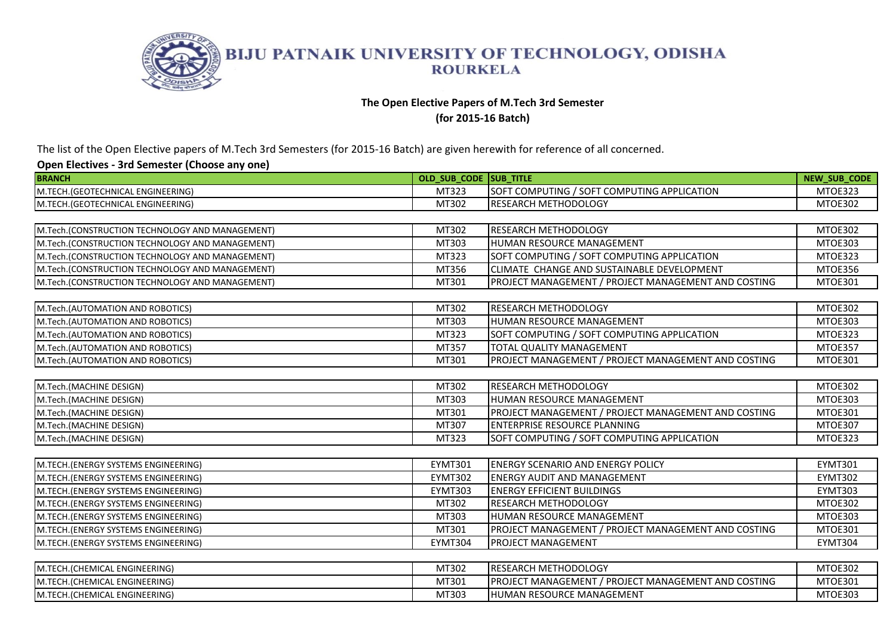# BIJU PATNAIK UNIVERSITY OF TECHNOLOGY, ODISHA
## ROURKELA

**The Open Elective Papers of M.Tech 3rd Semester**
**(for 2015-16 Batch)**

The list of the Open Elective papers of M.Tech 3rd Semesters (for 2015-16 Batch) are given herewith for reference of all concerned.

**Open Electives - 3rd Semester (Choose any one)**

| BRANCH | OLD_SUB_CODE | SUB_TITLE | NEW_SUB_CODE |
|---|---|---|---|
| M.TECH.(GEOTECHNICAL ENGINEERING) | MT323 | SOFT COMPUTING / SOFT COMPUTING APPLICATION | MTOE323 |
| M.TECH.(GEOTECHNICAL ENGINEERING) | MT302 | RESEARCH METHODOLOGY | MTOE302 |
| | | | |
| M.Tech.(CONSTRUCTION TECHNOLOGY AND MANAGEMENT) | MT302 | RESEARCH METHODOLOGY | MTOE302 |
| M.Tech.(CONSTRUCTION TECHNOLOGY AND MANAGEMENT) | MT303 | HUMAN RESOURCE MANAGEMENT | MTOE303 |
| M.Tech.(CONSTRUCTION TECHNOLOGY AND MANAGEMENT) | MT323 | SOFT COMPUTING / SOFT COMPUTING APPLICATION | MTOE323 |
| M.Tech.(CONSTRUCTION TECHNOLOGY AND MANAGEMENT) | MT356 | CLIMATE CHANGE AND SUSTAINABLE DEVELOPMENT | MTOE356 |
| M.Tech.(CONSTRUCTION TECHNOLOGY AND MANAGEMENT) | MT301 | PROJECT MANAGEMENT / PROJECT MANAGEMENT AND COSTING | MTOE301 |
| | | | |
| M.Tech.(AUTOMATION AND ROBOTICS) | MT302 | RESEARCH METHODOLOGY | MTOE302 |
| M.Tech.(AUTOMATION AND ROBOTICS) | MT303 | HUMAN RESOURCE MANAGEMENT | MTOE303 |
| M.Tech.(AUTOMATION AND ROBOTICS) | MT323 | SOFT COMPUTING / SOFT COMPUTING APPLICATION | MTOE323 |
| M.Tech.(AUTOMATION AND ROBOTICS) | MT357 | TOTAL QUALITY MANAGEMENT | MTOE357 |
| M.Tech.(AUTOMATION AND ROBOTICS) | MT301 | PROJECT MANAGEMENT / PROJECT MANAGEMENT AND COSTING | MTOE301 |
| | | | |
| M.Tech.(MACHINE DESIGN) | MT302 | RESEARCH METHODOLOGY | MTOE302 |
| M.Tech.(MACHINE DESIGN) | MT303 | HUMAN RESOURCE MANAGEMENT | MTOE303 |
| M.Tech.(MACHINE DESIGN) | MT301 | PROJECT MANAGEMENT / PROJECT MANAGEMENT AND COSTING | MTOE301 |
| M.Tech.(MACHINE DESIGN) | MT307 | ENTERPRISE RESOURCE PLANNING | MTOE307 |
| M.Tech.(MACHINE DESIGN) | MT323 | SOFT COMPUTING / SOFT COMPUTING APPLICATION | MTOE323 |
| | | | |
| M.TECH.(ENERGY SYSTEMS ENGINEERING) | EYMT301 | ENERGY SCENARIO AND ENERGY POLICY | EYMT301 |
| M.TECH.(ENERGY SYSTEMS ENGINEERING) | EYMT302 | ENERGY AUDIT AND MANAGEMENT | EYMT302 |
| M.TECH.(ENERGY SYSTEMS ENGINEERING) | EYMT303 | ENERGY EFFICIENT BUILDINGS | EYMT303 |
| M.TECH.(ENERGY SYSTEMS ENGINEERING) | MT302 | RESEARCH METHODOLOGY | MTOE302 |
| M.TECH.(ENERGY SYSTEMS ENGINEERING) | MT303 | HUMAN RESOURCE MANAGEMENT | MTOE303 |
| M.TECH.(ENERGY SYSTEMS ENGINEERING) | MT301 | PROJECT MANAGEMENT / PROJECT MANAGEMENT AND COSTING | MTOE301 |
| M.TECH.(ENERGY SYSTEMS ENGINEERING) | EYMT304 | PROJECT MANAGEMENT | EYMT304 |
| | | | |
| M.TECH.(CHEMICAL ENGINEERING) | MT302 | RESEARCH METHODOLOGY | MTOE302 |
| M.TECH.(CHEMICAL ENGINEERING) | MT301 | PROJECT MANAGEMENT / PROJECT MANAGEMENT AND COSTING | MTOE301 |
| M.TECH.(CHEMICAL ENGINEERING) | MT303 | HUMAN RESOURCE MANAGEMENT | MTOE303 |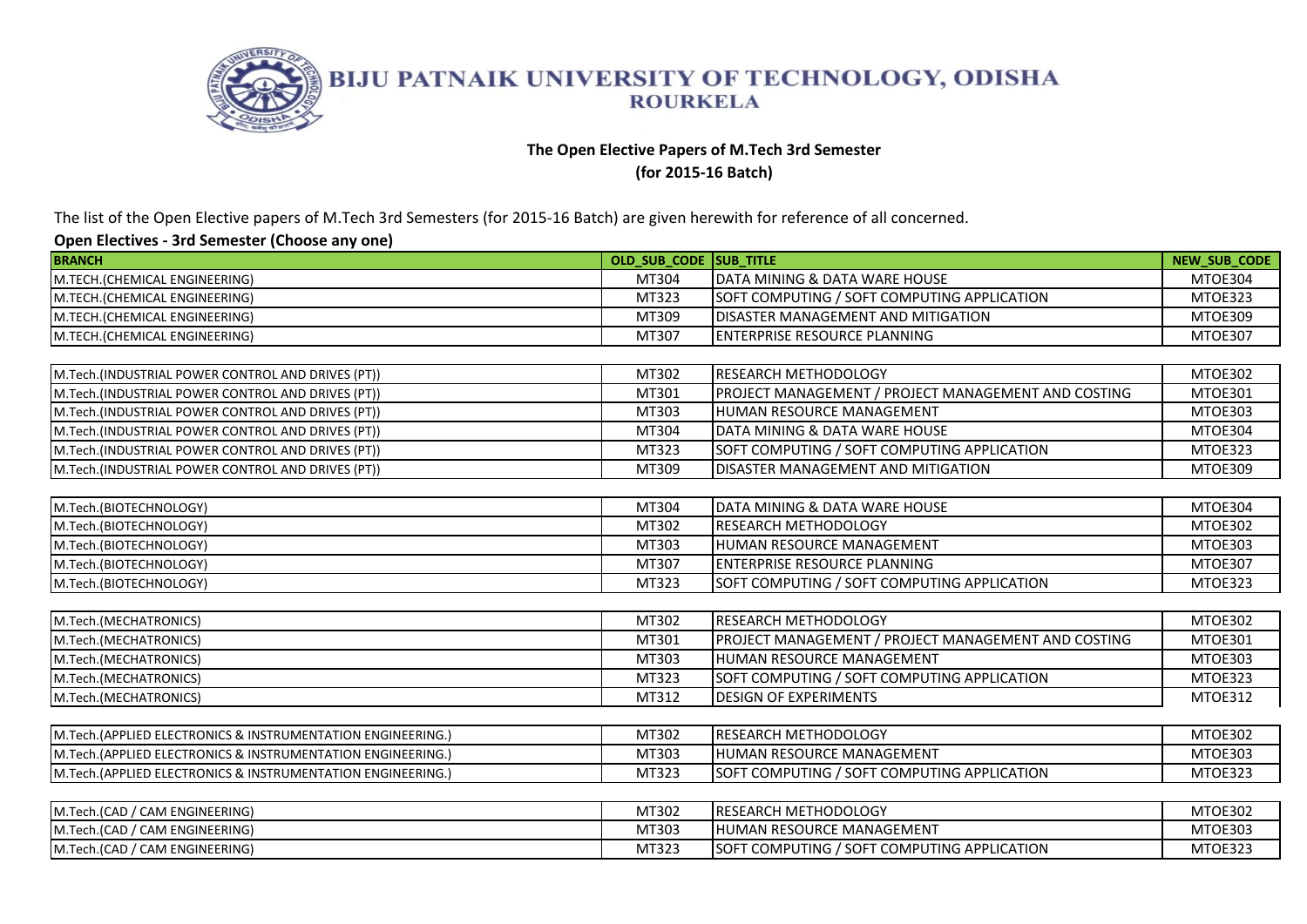# BIJU PATNAIK UNIVERSITY OF TECHNOLOGY, ODISHA
## ROURKELA

**The Open Elective Papers of M.Tech 3rd Semester**
**(for 2015-16 Batch)**

The list of the Open Elective papers of M.Tech 3rd Semesters (for 2015-16 Batch) are given herewith for reference of all concerned.

**Open Electives - 3rd Semester (Choose any one)**

| BRANCH | OLD_SUB_CODE | SUB_TITLE | NEW_SUB_CODE |
|---|---|---|---|
| M.TECH.(CHEMICAL ENGINEERING) | MT304 | DATA MINING & DATA WARE HOUSE | MTOE304 |
| M.TECH.(CHEMICAL ENGINEERING) | MT323 | SOFT COMPUTING / SOFT COMPUTING APPLICATION | MTOE323 |
| M.TECH.(CHEMICAL ENGINEERING) | MT309 | DISASTER MANAGEMENT AND MITIGATION | MTOE309 |
| M.TECH.(CHEMICAL ENGINEERING) | MT307 | ENTERPRISE RESOURCE PLANNING | MTOE307 |
| | | | |
| M.Tech.(INDUSTRIAL POWER CONTROL AND DRIVES (PT)) | MT302 | RESEARCH METHODOLOGY | MTOE302 |
| M.Tech.(INDUSTRIAL POWER CONTROL AND DRIVES (PT)) | MT301 | PROJECT MANAGEMENT / PROJECT MANAGEMENT AND COSTING | MTOE301 |
| M.Tech.(INDUSTRIAL POWER CONTROL AND DRIVES (PT)) | MT303 | HUMAN RESOURCE MANAGEMENT | MTOE303 |
| M.Tech.(INDUSTRIAL POWER CONTROL AND DRIVES (PT)) | MT304 | DATA MINING & DATA WARE HOUSE | MTOE304 |
| M.Tech.(INDUSTRIAL POWER CONTROL AND DRIVES (PT)) | MT323 | SOFT COMPUTING / SOFT COMPUTING APPLICATION | MTOE323 |
| M.Tech.(INDUSTRIAL POWER CONTROL AND DRIVES (PT)) | MT309 | DISASTER MANAGEMENT AND MITIGATION | MTOE309 |
| | | | |
| M.Tech.(BIOTECHNOLOGY) | MT304 | DATA MINING & DATA WARE HOUSE | MTOE304 |
| M.Tech.(BIOTECHNOLOGY) | MT302 | RESEARCH METHODOLOGY | MTOE302 |
| M.Tech.(BIOTECHNOLOGY) | MT303 | HUMAN RESOURCE MANAGEMENT | MTOE303 |
| M.Tech.(BIOTECHNOLOGY) | MT307 | ENTERPRISE RESOURCE PLANNING | MTOE307 |
| M.Tech.(BIOTECHNOLOGY) | MT323 | SOFT COMPUTING / SOFT COMPUTING APPLICATION | MTOE323 |
| | | | |
| M.Tech.(MECHATRONICS) | MT302 | RESEARCH METHODOLOGY | MTOE302 |
| M.Tech.(MECHATRONICS) | MT301 | PROJECT MANAGEMENT / PROJECT MANAGEMENT AND COSTING | MTOE301 |
| M.Tech.(MECHATRONICS) | MT303 | HUMAN RESOURCE MANAGEMENT | MTOE303 |
| M.Tech.(MECHATRONICS) | MT323 | SOFT COMPUTING / SOFT COMPUTING APPLICATION | MTOE323 |
| M.Tech.(MECHATRONICS) | MT312 | DESIGN OF EXPERIMENTS | MTOE312 |
| | | | |
| M.Tech.(APPLIED ELECTRONICS & INSTRUMENTATION ENGINEERING.) | MT302 | RESEARCH METHODOLOGY | MTOE302 |
| M.Tech.(APPLIED ELECTRONICS & INSTRUMENTATION ENGINEERING.) | MT303 | HUMAN RESOURCE MANAGEMENT | MTOE303 |
| M.Tech.(APPLIED ELECTRONICS & INSTRUMENTATION ENGINEERING.) | MT323 | SOFT COMPUTING / SOFT COMPUTING APPLICATION | MTOE323 |
| | | | |
| M.Tech.(CAD / CAM ENGINEERING) | MT302 | RESEARCH METHODOLOGY | MTOE302 |
| M.Tech.(CAD / CAM ENGINEERING) | MT303 | HUMAN RESOURCE MANAGEMENT | MTOE303 |
| M.Tech.(CAD / CAM ENGINEERING) | MT323 | SOFT COMPUTING / SOFT COMPUTING APPLICATION | MTOE323 |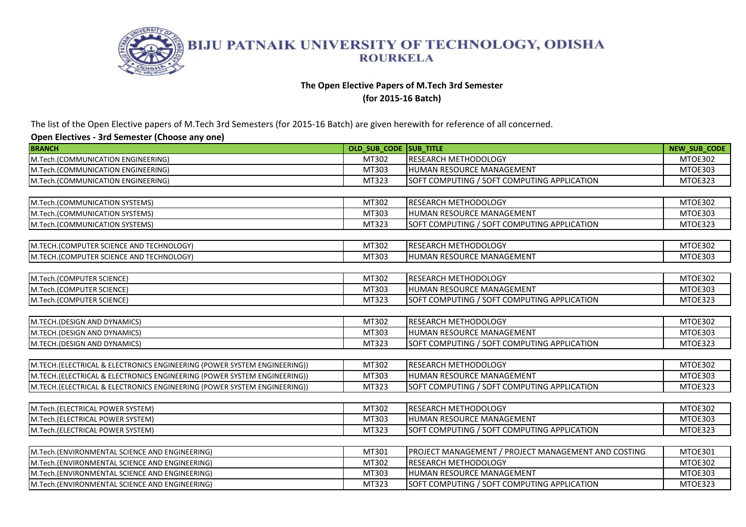# BIJU PATNAIK UNIVERSITY OF TECHNOLOGY, ODISHA
## ROURKELA

**The Open Elective Papers of M.Tech 3rd Semester**
**(for 2015-16 Batch)**

The list of the Open Elective papers of M.Tech 3rd Semesters (for 2015-16 Batch) are given herewith for reference of all concerned.

**Open Electives - 3rd Semester (Choose any one)**

| BRANCH | OLD_SUB_CODE | SUB_TITLE | NEW_SUB_CODE |
|---|---|---|---|
| M.Tech.(COMMUNICATION ENGINEERING) | MT302 | RESEARCH METHODOLOGY | MTOE302 |
| M.Tech.(COMMUNICATION ENGINEERING) | MT303 | HUMAN RESOURCE MANAGEMENT | MTOE303 |
| M.Tech.(COMMUNICATION ENGINEERING) | MT323 | SOFT COMPUTING / SOFT COMPUTING APPLICATION | MTOE323 |
| | | | |
| M.Tech.(COMMUNICATION SYSTEMS) | MT302 | RESEARCH METHODOLOGY | MTOE302 |
| M.Tech.(COMMUNICATION SYSTEMS) | MT303 | HUMAN RESOURCE MANAGEMENT | MTOE303 |
| M.Tech.(COMMUNICATION SYSTEMS) | MT323 | SOFT COMPUTING / SOFT COMPUTING APPLICATION | MTOE323 |
| | | | |
| M.TECH.(COMPUTER SCIENCE AND TECHNOLOGY) | MT302 | RESEARCH METHODOLOGY | MTOE302 |
| M.TECH.(COMPUTER SCIENCE AND TECHNOLOGY) | MT303 | HUMAN RESOURCE MANAGEMENT | MTOE303 |
| | | | |
| M.Tech.(COMPUTER SCIENCE) | MT302 | RESEARCH METHODOLOGY | MTOE302 |
| M.Tech.(COMPUTER SCIENCE) | MT303 | HUMAN RESOURCE MANAGEMENT | MTOE303 |
| M.Tech.(COMPUTER SCIENCE) | MT323 | SOFT COMPUTING / SOFT COMPUTING APPLICATION | MTOE323 |
| | | | |
| M.TECH.(DESIGN AND DYNAMICS) | MT302 | RESEARCH METHODOLOGY | MTOE302 |
| M.TECH.(DESIGN AND DYNAMICS) | MT303 | HUMAN RESOURCE MANAGEMENT | MTOE303 |
| M.TECH.(DESIGN AND DYNAMICS) | MT323 | SOFT COMPUTING / SOFT COMPUTING APPLICATION | MTOE323 |
| | | | |
| M.TECH.(ELECTRICAL & ELECTRONICS ENGINEERING (POWER SYSTEM ENGINEERING)) | MT302 | RESEARCH METHODOLOGY | MTOE302 |
| M.TECH.(ELECTRICAL & ELECTRONICS ENGINEERING (POWER SYSTEM ENGINEERING)) | MT303 | HUMAN RESOURCE MANAGEMENT | MTOE303 |
| M.TECH.(ELECTRICAL & ELECTRONICS ENGINEERING (POWER SYSTEM ENGINEERING)) | MT323 | SOFT COMPUTING / SOFT COMPUTING APPLICATION | MTOE323 |
| | | | |
| M.Tech.(ELECTRICAL POWER SYSTEM) | MT302 | RESEARCH METHODOLOGY | MTOE302 |
| M.Tech.(ELECTRICAL POWER SYSTEM) | MT303 | HUMAN RESOURCE MANAGEMENT | MTOE303 |
| M.Tech.(ELECTRICAL POWER SYSTEM) | MT323 | SOFT COMPUTING / SOFT COMPUTING APPLICATION | MTOE323 |
| | | | |
| M.Tech.(ENVIRONMENTAL SCIENCE AND ENGINEERING) | MT301 | PROJECT MANAGEMENT / PROJECT MANAGEMENT AND COSTING | MTOE301 |
| M.Tech.(ENVIRONMENTAL SCIENCE AND ENGINEERING) | MT302 | RESEARCH METHODOLOGY | MTOE302 |
| M.Tech.(ENVIRONMENTAL SCIENCE AND ENGINEERING) | MT303 | HUMAN RESOURCE MANAGEMENT | MTOE303 |
| M.Tech.(ENVIRONMENTAL SCIENCE AND ENGINEERING) | MT323 | SOFT COMPUTING / SOFT COMPUTING APPLICATION | MTOE323 |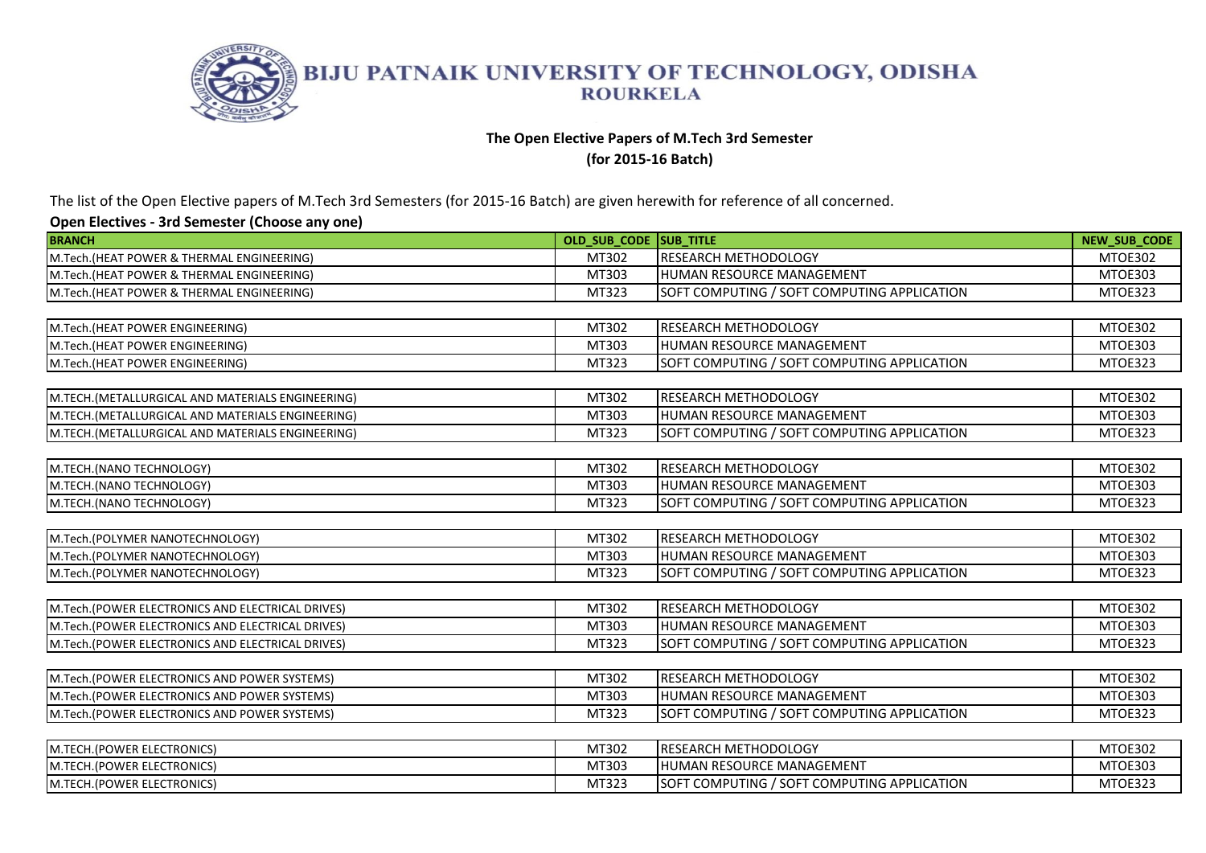# BIJU PATNAIK UNIVERSITY OF TECHNOLOGY, ODISHA
## ROURKELA

**The Open Elective Papers of M.Tech 3rd Semester**
**(for 2015-16 Batch)**

The list of the Open Elective papers of M.Tech 3rd Semesters (for 2015-16 Batch) are given herewith for reference of all concerned.

**Open Electives - 3rd Semester (Choose any one)**

| BRANCH | OLD_SUB_CODE | SUB_TITLE | NEW_SUB_CODE |
|---|---|---|---|
| M.Tech.(HEAT POWER & THERMAL ENGINEERING) | MT302 | RESEARCH METHODOLOGY | MTOE302 |
| M.Tech.(HEAT POWER & THERMAL ENGINEERING) | MT303 | HUMAN RESOURCE MANAGEMENT | MTOE303 |
| M.Tech.(HEAT POWER & THERMAL ENGINEERING) | MT323 | SOFT COMPUTING / SOFT COMPUTING APPLICATION | MTOE323 |
| | | | |
| M.Tech.(HEAT POWER ENGINEERING) | MT302 | RESEARCH METHODOLOGY | MTOE302 |
| M.Tech.(HEAT POWER ENGINEERING) | MT303 | HUMAN RESOURCE MANAGEMENT | MTOE303 |
| M.Tech.(HEAT POWER ENGINEERING) | MT323 | SOFT COMPUTING / SOFT COMPUTING APPLICATION | MTOE323 |
| | | | |
| M.TECH.(METALLURGICAL AND MATERIALS ENGINEERING) | MT302 | RESEARCH METHODOLOGY | MTOE302 |
| M.TECH.(METALLURGICAL AND MATERIALS ENGINEERING) | MT303 | HUMAN RESOURCE MANAGEMENT | MTOE303 |
| M.TECH.(METALLURGICAL AND MATERIALS ENGINEERING) | MT323 | SOFT COMPUTING / SOFT COMPUTING APPLICATION | MTOE323 |
| | | | |
| M.TECH.(NANO TECHNOLOGY) | MT302 | RESEARCH METHODOLOGY | MTOE302 |
| M.TECH.(NANO TECHNOLOGY) | MT303 | HUMAN RESOURCE MANAGEMENT | MTOE303 |
| M.TECH.(NANO TECHNOLOGY) | MT323 | SOFT COMPUTING / SOFT COMPUTING APPLICATION | MTOE323 |
| | | | |
| M.Tech.(POLYMER NANOTECHNOLOGY) | MT302 | RESEARCH METHODOLOGY | MTOE302 |
| M.Tech.(POLYMER NANOTECHNOLOGY) | MT303 | HUMAN RESOURCE MANAGEMENT | MTOE303 |
| M.Tech.(POLYMER NANOTECHNOLOGY) | MT323 | SOFT COMPUTING / SOFT COMPUTING APPLICATION | MTOE323 |
| | | | |
| M.Tech.(POWER ELECTRONICS AND ELECTRICAL DRIVES) | MT302 | RESEARCH METHODOLOGY | MTOE302 |
| M.Tech.(POWER ELECTRONICS AND ELECTRICAL DRIVES) | MT303 | HUMAN RESOURCE MANAGEMENT | MTOE303 |
| M.Tech.(POWER ELECTRONICS AND ELECTRICAL DRIVES) | MT323 | SOFT COMPUTING / SOFT COMPUTING APPLICATION | MTOE323 |
| | | | |
| M.Tech.(POWER ELECTRONICS AND POWER SYSTEMS) | MT302 | RESEARCH METHODOLOGY | MTOE302 |
| M.Tech.(POWER ELECTRONICS AND POWER SYSTEMS) | MT303 | HUMAN RESOURCE MANAGEMENT | MTOE303 |
| M.Tech.(POWER ELECTRONICS AND POWER SYSTEMS) | MT323 | SOFT COMPUTING / SOFT COMPUTING APPLICATION | MTOE323 |
| | | | |
| M.TECH.(POWER ELECTRONICS) | MT302 | RESEARCH METHODOLOGY | MTOE302 |
| M.TECH.(POWER ELECTRONICS) | MT303 | HUMAN RESOURCE MANAGEMENT | MTOE303 |
| M.TECH.(POWER ELECTRONICS) | MT323 | SOFT COMPUTING / SOFT COMPUTING APPLICATION | MTOE323 |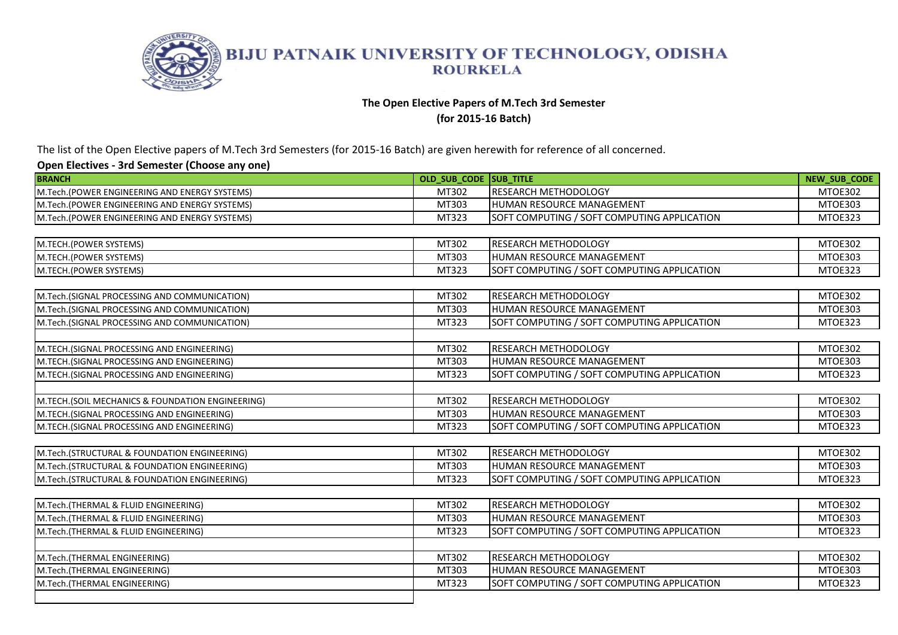# BIJU PATNAIK UNIVERSITY OF TECHNOLOGY, ODISHA
## ROURKELA

**The Open Elective Papers of M.Tech 3rd Semester**
**(for 2015-16 Batch)**

The list of the Open Elective papers of M.Tech 3rd Semesters (for 2015-16 Batch) are given herewith for reference of all concerned.

**Open Electives - 3rd Semester (Choose any one)**

| BRANCH | OLD_SUB_CODE | SUB_TITLE | NEW_SUB_CODE |
|---|---|---|---|
| M.Tech.(POWER ENGINEERING AND ENERGY SYSTEMS) | MT302 | RESEARCH METHODOLOGY | MTOE302 |
| M.Tech.(POWER ENGINEERING AND ENERGY SYSTEMS) | MT303 | HUMAN RESOURCE MANAGEMENT | MTOE303 |
| M.Tech.(POWER ENGINEERING AND ENERGY SYSTEMS) | MT323 | SOFT COMPUTING / SOFT COMPUTING APPLICATION | MTOE323 |
| | | | |
| M.TECH.(POWER SYSTEMS) | MT302 | RESEARCH METHODOLOGY | MTOE302 |
| M.TECH.(POWER SYSTEMS) | MT303 | HUMAN RESOURCE MANAGEMENT | MTOE303 |
| M.TECH.(POWER SYSTEMS) | MT323 | SOFT COMPUTING / SOFT COMPUTING APPLICATION | MTOE323 |
| | | | |
| M.Tech.(SIGNAL PROCESSING AND COMMUNICATION) | MT302 | RESEARCH METHODOLOGY | MTOE302 |
| M.Tech.(SIGNAL PROCESSING AND COMMUNICATION) | MT303 | HUMAN RESOURCE MANAGEMENT | MTOE303 |
| M.Tech.(SIGNAL PROCESSING AND COMMUNICATION) | MT323 | SOFT COMPUTING / SOFT COMPUTING APPLICATION | MTOE323 |
| | | | |
| M.TECH.(SIGNAL PROCESSING AND ENGINEERING) | MT302 | RESEARCH METHODOLOGY | MTOE302 |
| M.TECH.(SIGNAL PROCESSING AND ENGINEERING) | MT303 | HUMAN RESOURCE MANAGEMENT | MTOE303 |
| M.TECH.(SIGNAL PROCESSING AND ENGINEERING) | MT323 | SOFT COMPUTING / SOFT COMPUTING APPLICATION | MTOE323 |
| | | | |
| M.TECH.(SOIL MECHANICS & FOUNDATION ENGINEERING) | MT302 | RESEARCH METHODOLOGY | MTOE302 |
| M.TECH.(SIGNAL PROCESSING AND ENGINEERING) | MT303 | HUMAN RESOURCE MANAGEMENT | MTOE303 |
| M.TECH.(SIGNAL PROCESSING AND ENGINEERING) | MT323 | SOFT COMPUTING / SOFT COMPUTING APPLICATION | MTOE323 |
| | | | |
| M.Tech.(STRUCTURAL & FOUNDATION ENGINEERING) | MT302 | RESEARCH METHODOLOGY | MTOE302 |
| M.Tech.(STRUCTURAL & FOUNDATION ENGINEERING) | MT303 | HUMAN RESOURCE MANAGEMENT | MTOE303 |
| M.Tech.(STRUCTURAL & FOUNDATION ENGINEERING) | MT323 | SOFT COMPUTING / SOFT COMPUTING APPLICATION | MTOE323 |
| | | | |
| M.Tech.(THERMAL & FLUID ENGINEERING) | MT302 | RESEARCH METHODOLOGY | MTOE302 |
| M.Tech.(THERMAL & FLUID ENGINEERING) | MT303 | HUMAN RESOURCE MANAGEMENT | MTOE303 |
| M.Tech.(THERMAL & FLUID ENGINEERING) | MT323 | SOFT COMPUTING / SOFT COMPUTING APPLICATION | MTOE323 |
| | | | |
| M.Tech.(THERMAL ENGINEERING) | MT302 | RESEARCH METHODOLOGY | MTOE302 |
| M.Tech.(THERMAL ENGINEERING) | MT303 | HUMAN RESOURCE MANAGEMENT | MTOE303 |
| M.Tech.(THERMAL ENGINEERING) | MT323 | SOFT COMPUTING / SOFT COMPUTING APPLICATION | MTOE323 |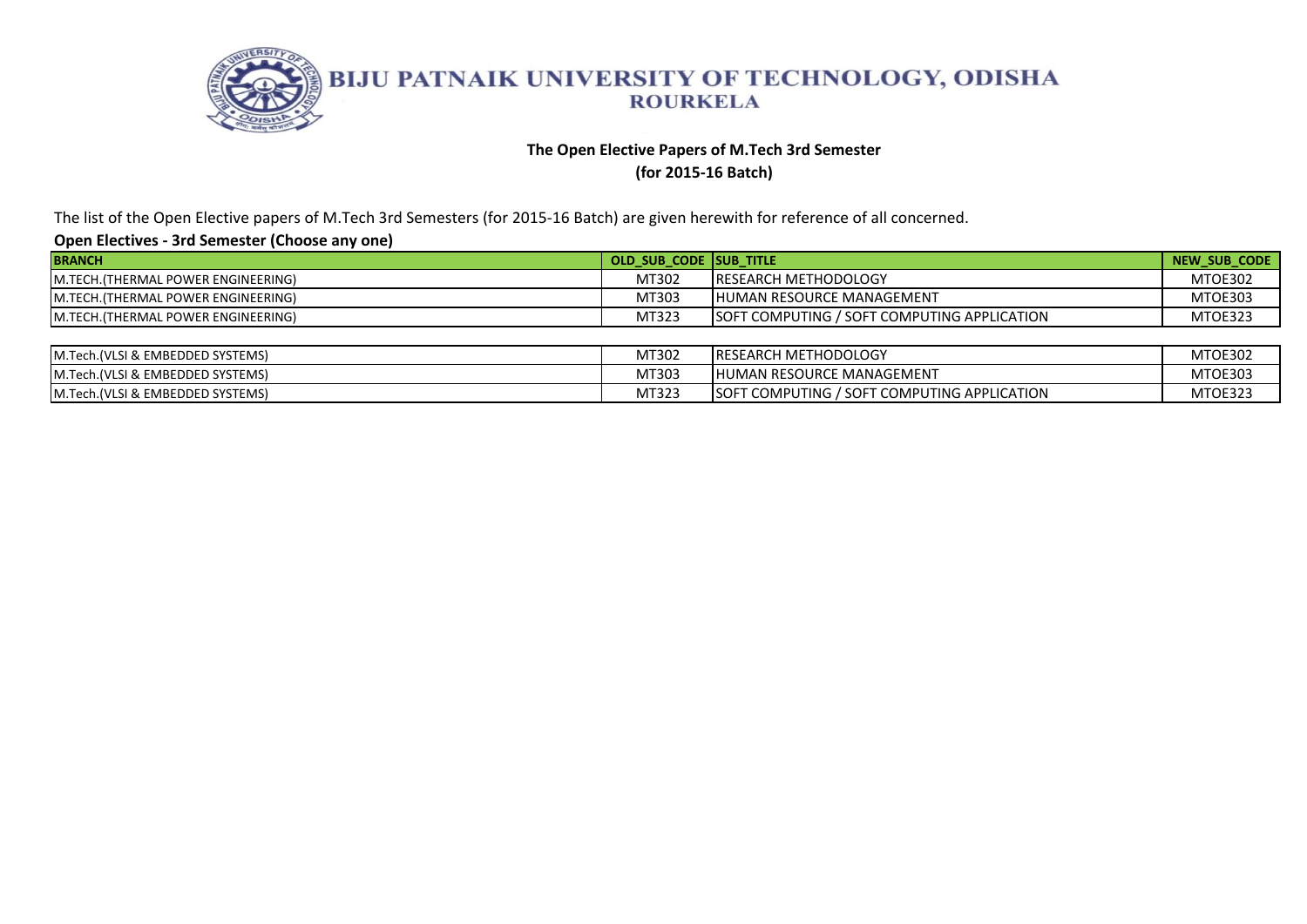# BIJU PATNAIK UNIVERSITY OF TECHNOLOGY, ODISHA
## ROURKELA

**The Open Elective Papers of M.Tech 3rd Semester**
**(for 2015-16 Batch)**

The list of the Open Elective papers of M.Tech 3rd Semesters (for 2015-16 Batch) are given herewith for reference of all concerned.

**Open Electives - 3rd Semester (Choose any one)**

| BRANCH | OLD_SUB_CODE | SUB_TITLE | NEW_SUB_CODE |
|---|---|---|---|
| M.TECH.(THERMAL POWER ENGINEERING) | MT302 | RESEARCH METHODOLOGY | MTOE302 |
| M.TECH.(THERMAL POWER ENGINEERING) | MT303 | HUMAN RESOURCE MANAGEMENT | MTOE303 |
| M.TECH.(THERMAL POWER ENGINEERING) | MT323 | SOFT COMPUTING / SOFT COMPUTING APPLICATION | MTOE323 |
| M.Tech.(VLSI & EMBEDDED SYSTEMS) | MT302 | RESEARCH METHODOLOGY | MTOE302 |
| M.Tech.(VLSI & EMBEDDED SYSTEMS) | MT303 | HUMAN RESOURCE MANAGEMENT | MTOE303 |
| M.Tech.(VLSI & EMBEDDED SYSTEMS) | MT323 | SOFT COMPUTING / SOFT COMPUTING APPLICATION | MTOE323 |